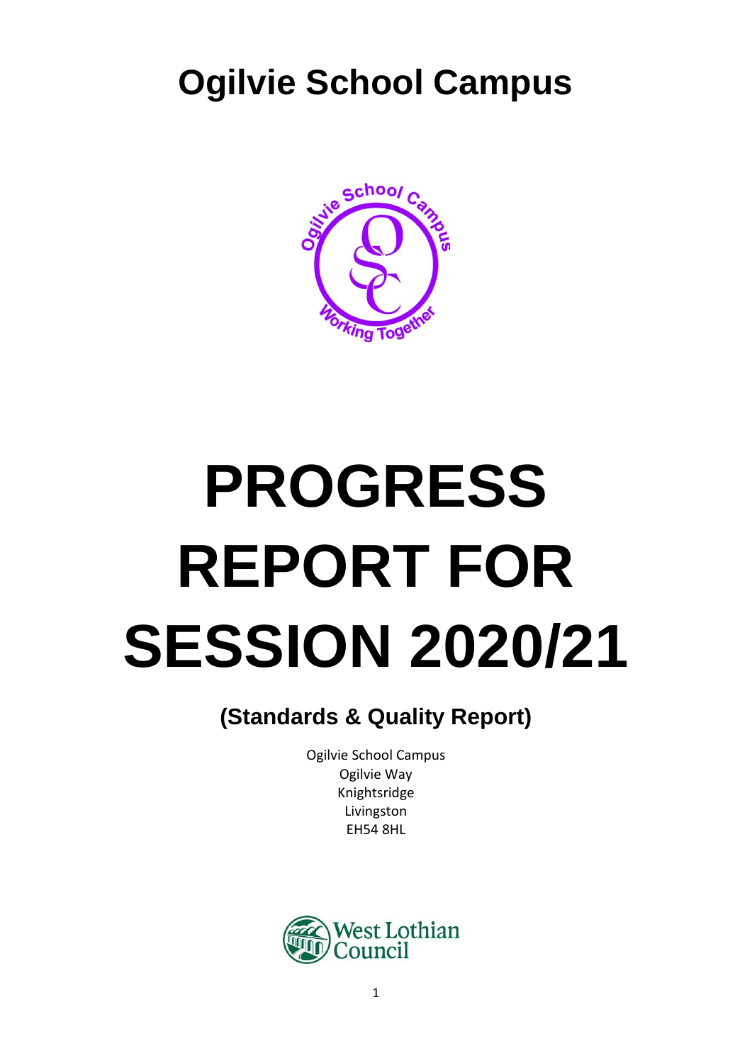# Ogilvie School Campus

# PROGRESS REPORT FOR SESSION 2020/21

## (Standards & Quality Report)

Ogilvie School Campus
Ogilvie Way
Knightsridge
Livingston
EH54 8HL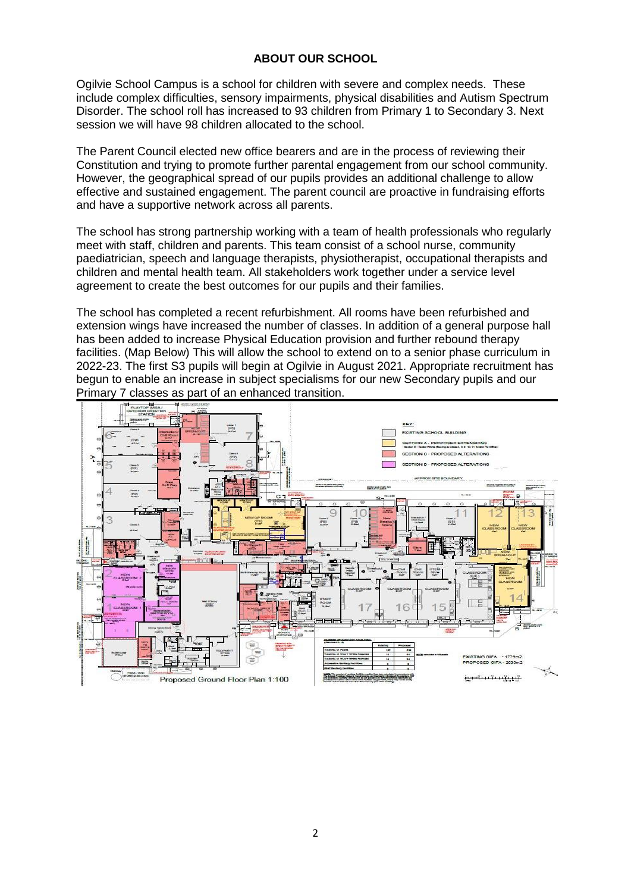## ABOUT OUR SCHOOL

Ogilvie School Campus is a school for children with severe and complex needs. These include complex difficulties, sensory impairments, physical disabilities and Autism Spectrum Disorder. The school roll has increased to 93 children from Primary 1 to Secondary 3. Next session we will have 98 children allocated to the school.

The Parent Council elected new office bearers and are in the process of reviewing their Constitution and trying to promote further parental engagement from our school community. However, the geographical spread of our pupils provides an additional challenge to allow effective and sustained engagement. The parent council are proactive in fundraising efforts and have a supportive network across all parents.

The school has strong partnership working with a team of health professionals who regularly meet with staff, children and parents. This team consist of a school nurse, community paediatrician, speech and language therapists, physiotherapist, occupational therapists and children and mental health team. All stakeholders work together under a service level agreement to create the best outcomes for our pupils and their families.

The school has completed a recent refurbishment. All rooms have been refurbished and extension wings have increased the number of classes. In addition of a general purpose hall has been added to increase Physical Education provision and further rebound therapy facilities. (Map Below) This will allow the school to extend on to a senior phase curriculum in 2022-23. The first S3 pupils will begin at Ogilvie in August 2021. Appropriate recruitment has begun to enable an increase in subject specialisms for our new Secondary pupils and our Primary 7 classes as part of an enhanced transition.

Proposed Ground Floor Plan 1:100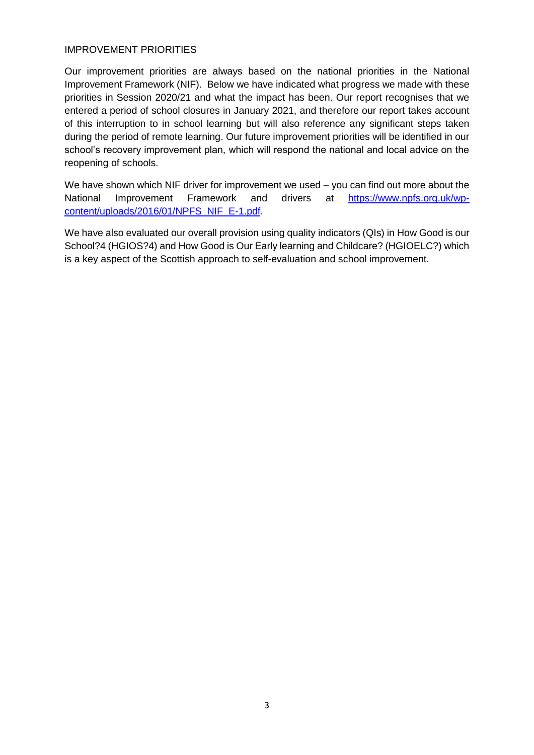## IMPROVEMENT PRIORITIES

Our improvement priorities are always based on the national priorities in the National Improvement Framework (NIF). Below we have indicated what progress we made with these priorities in Session 2020/21 and what the impact has been. Our report recognises that we entered a period of school closures in January 2021, and therefore our report takes account of this interruption to in school learning but will also reference any significant steps taken during the period of remote learning. Our future improvement priorities will be identified in our school's recovery improvement plan, which will respond the national and local advice on the reopening of schools.

We have shown which NIF driver for improvement we used – you can find out more about the National Improvement Framework and drivers at [https://www.npfs.org.uk/wp-content/uploads/2016/01/NPFS_NIF_E-1.pdf](https://www.npfs.org.uk/wp-content/uploads/2016/01/NPFS_NIF_E-1.pdf).

We have also evaluated our overall provision using quality indicators (QIs) in How Good is our School?4 (HGIOS?4) and How Good is Our Early learning and Childcare? (HGIOELC?) which is a key aspect of the Scottish approach to self-evaluation and school improvement.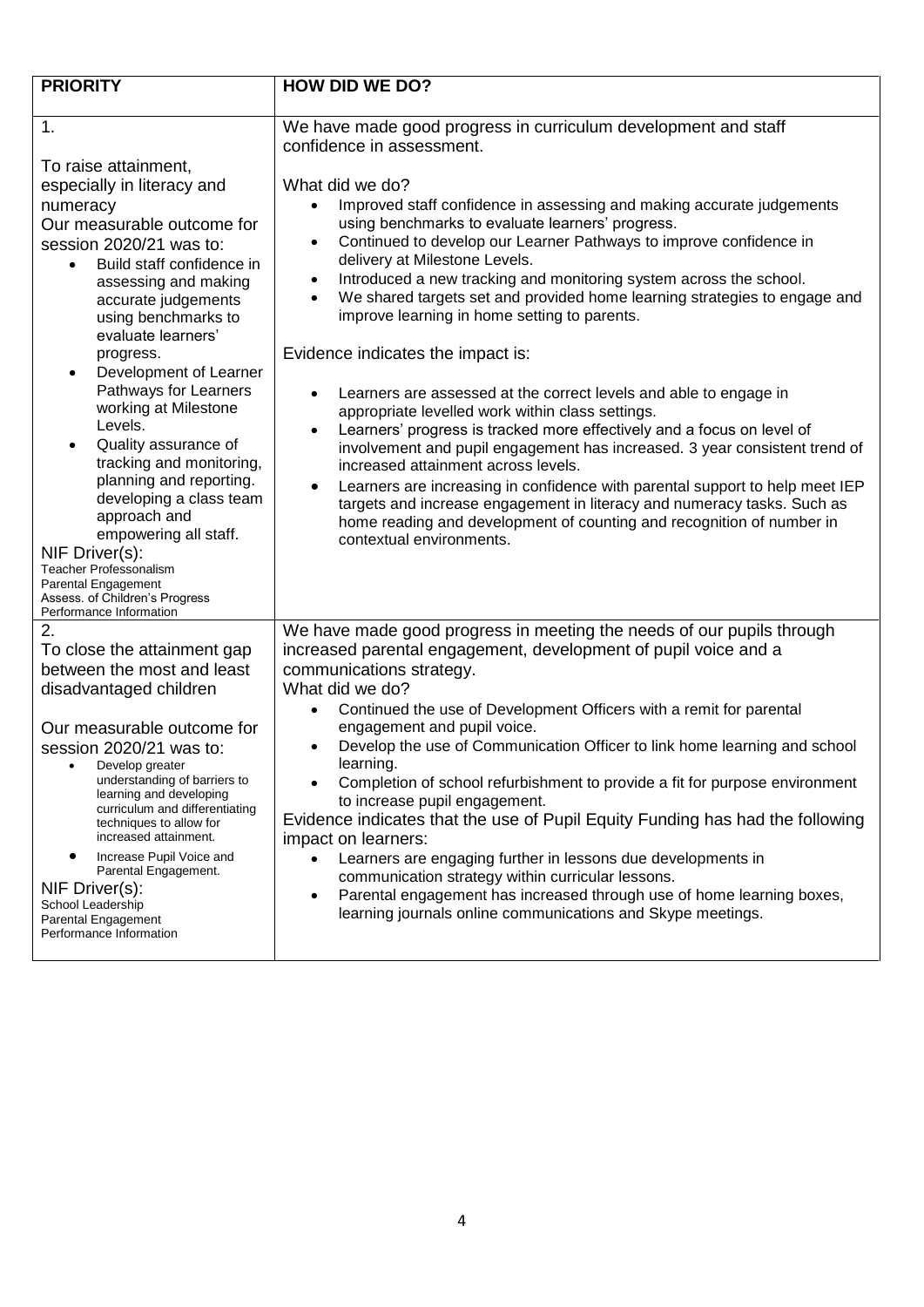| PRIORITY | HOW DID WE DO? |
| --- | --- |
| 1.<br><br>To raise attainment, especially in literacy and numeracy<br>Our measurable outcome for session 2020/21 was to:<br>• Build staff confidence in assessing and making accurate judgements using benchmarks to evaluate learners' progress.<br>• Development of Learner Pathways for Learners working at Milestone Levels.<br>• Quality assurance of tracking and monitoring, planning and reporting. developing a class team approach and empowering all staff.<br>NIF Driver(s):<br>Teacher Professonalism<br>Parental Engagement<br>Assess. of Children's Progress<br>Performance Information | We have made good progress in curriculum development and staff confidence in assessment.<br><br>What did we do?<br>• Improved staff confidence in assessing and making accurate judgements using benchmarks to evaluate learners' progress.<br>• Continued to develop our Learner Pathways to improve confidence in delivery at Milestone Levels.<br>• Introduced a new tracking and monitoring system across the school.<br>• We shared targets set and provided home learning strategies to engage and improve learning in home setting to parents.<br><br>Evidence indicates the impact is:<br><br>• Learners are assessed at the correct levels and able to engage in appropriate levelled work within class settings.<br>• Learners' progress is tracked more effectively and a focus on level of involvement and pupil engagement has increased. 3 year consistent trend of increased attainment across levels.<br>• Learners are increasing in confidence with parental support to help meet IEP targets and increase engagement in literacy and numeracy tasks. Such as home reading and development of counting and recognition of number in contextual environments. |
| 2.<br>To close the attainment gap between the most and least disadvantaged children<br><br>Our measurable outcome for session 2020/21 was to:<br>• Develop greater understanding of barriers to learning and developing curriculum and differentiating techniques to allow for increased attainment.<br>• Increase Pupil Voice and Parental Engagement.<br>NIF Driver(s):<br>School Leadership<br>Parental Engagement<br>Performance Information | We have made good progress in meeting the needs of our pupils through increased parental engagement, development of pupil voice and a communications strategy.<br>What did we do?<br>• Continued the use of Development Officers with a remit for parental engagement and pupil voice.<br>• Develop the use of Communication Officer to link home learning and school learning.<br>• Completion of school refurbishment to provide a fit for purpose environment to increase pupil engagement.<br>Evidence indicates that the use of Pupil Equity Funding has had the following impact on learners:<br>• Learners are engaging further in lessons due developments in communication strategy within curricular lessons.<br>• Parental engagement has increased through use of home learning boxes, learning journals online communications and Skype meetings. |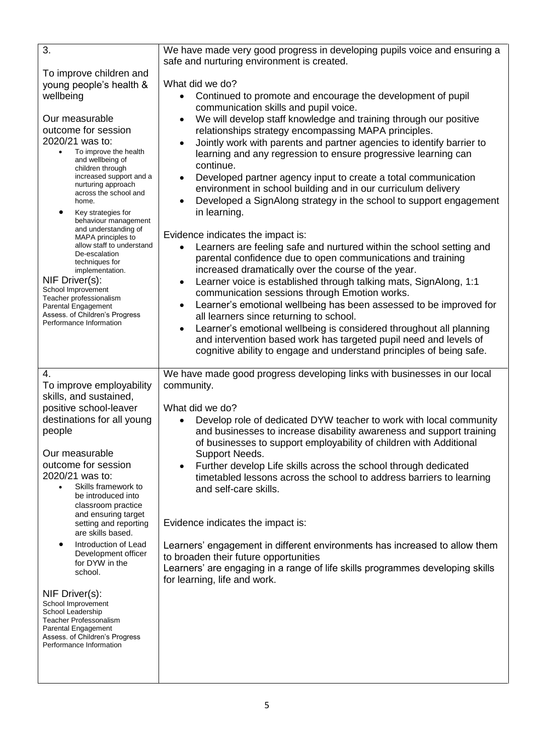| | |
|---|---|
| 3.<br><br>To improve children and young people's health & wellbeing<br><br>Our measurable outcome for session 2020/21 was to:<br>• To improve the health and wellbeing of children through increased support and a nurturing approach across the school and home.<br>• Key strategies for behaviour management and understanding of MAPA principles to allow staff to understand De-escalation techniques for implementation.<br><br>NIF Driver(s):<br>School Improvement<br>Teacher professionalism<br>Parental Engagement<br>Assess. of Children's Progress<br>Performance Information | We have made very good progress in developing pupils voice and ensuring a safe and nurturing environment is created.<br><br>What did we do?<br>• Continued to promote and encourage the development of pupil communication skills and pupil voice.<br>• We will develop staff knowledge and training through our positive relationships strategy encompassing MAPA principles.<br>• Jointly work with parents and partner agencies to identify barrier to learning and any regression to ensure progressive learning can continue.<br>• Developed partner agency input to create a total communication environment in school building and in our curriculum delivery<br>• Developed a SignAlong strategy in the school to support engagement in learning.<br><br>Evidence indicates the impact is:<br>• Learners are feeling safe and nurtured within the school setting and parental confidence due to open communications and training increased dramatically over the course of the year.<br>• Learner voice is established through talking mats, SignAlong, 1:1 communication sessions through Emotion works.<br>• Learner's emotional wellbeing has been assessed to be improved for all learners since returning to school.<br>• Learner's emotional wellbeing is considered throughout all planning and intervention based work has targeted pupil need and levels of cognitive ability to engage and understand principles of being safe. |
| 4.<br>To improve employability skills, and sustained, positive school-leaver destinations for all young people<br><br>Our measurable outcome for session 2020/21 was to:<br>• Skills framework to be introduced into classroom practice and ensuring target setting and reporting are skills based.<br>• Introduction of Lead Development officer for DYW in the school.<br><br>NIF Driver(s):<br>School Improvement<br>School Leadership<br>Teacher Professionalism<br>Parental Engagement<br>Assess. of Children's Progress<br>Performance Information | We have made good progress developing links with businesses in our local community.<br><br>What did we do?<br>• Develop role of dedicated DYW teacher to work with local community and businesses to increase disability awareness and support training of businesses to support employability of children with Additional Support Needs.<br>• Further develop Life skills across the school through dedicated timetabled lessons across the school to address barriers to learning and self-care skills.<br><br>Evidence indicates the impact is:<br><br>Learners' engagement in different environments has increased to allow them to broaden their future opportunities<br>Learners' are engaging in a range of life skills programmes developing skills for learning, life and work. |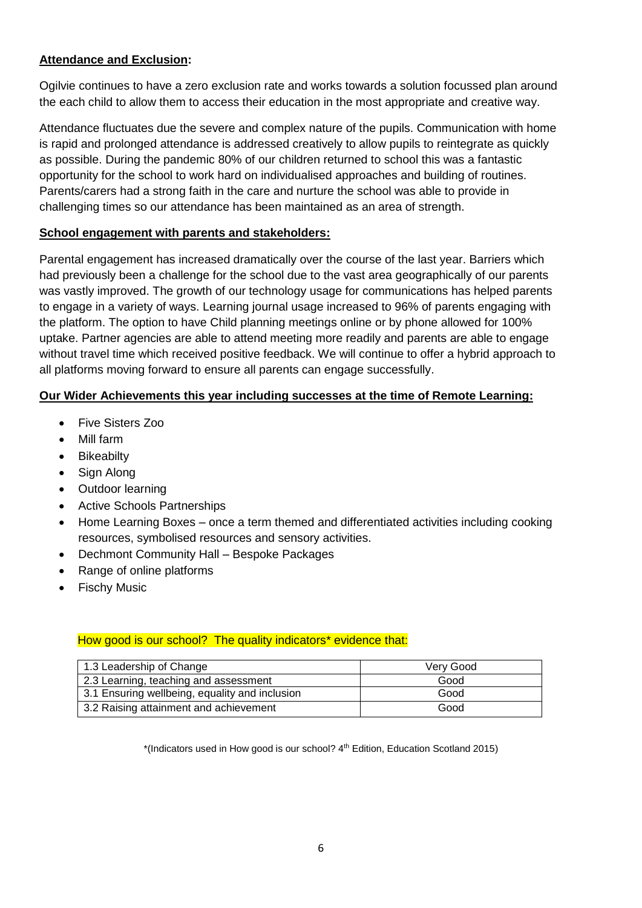**Attendance and Exclusion:**

Ogilvie continues to have a zero exclusion rate and works towards a solution focussed plan around the each child to allow them to access their education in the most appropriate and creative way.

Attendance fluctuates due the severe and complex nature of the pupils. Communication with home is rapid and prolonged attendance is addressed creatively to allow pupils to reintegrate as quickly as possible. During the pandemic 80% of our children returned to school this was a fantastic opportunity for the school to work hard on individualised approaches and building of routines. Parents/carers had a strong faith in the care and nurture the school was able to provide in challenging times so our attendance has been maintained as an area of strength.

**School engagement with parents and stakeholders:**

Parental engagement has increased dramatically over the course of the last year. Barriers which had previously been a challenge for the school due to the vast area geographically of our parents was vastly improved. The growth of our technology usage for communications has helped parents to engage in a variety of ways. Learning journal usage increased to 96% of parents engaging with the platform. The option to have Child planning meetings online or by phone allowed for 100% uptake. Partner agencies are able to attend meeting more readily and parents are able to engage without travel time which received positive feedback. We will continue to offer a hybrid approach to all platforms moving forward to ensure all parents can engage successfully.

**Our Wider Achievements this year including successes at the time of Remote Learning:**

- Five Sisters Zoo
- Mill farm
- Bikeabilty
- Sign Along
- Outdoor learning
- Active Schools Partnerships
- Home Learning Boxes – once a term themed and differentiated activities including cooking resources, symbolised resources and sensory activities.
- Dechmont Community Hall – Bespoke Packages
- Range of online platforms
- Fischy Music

How good is our school? The quality indicators* evidence that:

| | |
|---|---|
| 1.3 Leadership of Change | Very Good |
| 2.3 Learning, teaching and assessment | Good |
| 3.1 Ensuring wellbeing, equality and inclusion | Good |
| 3.2 Raising attainment and achievement | Good |

*(Indicators used in How good is our school? 4th Edition, Education Scotland 2015)